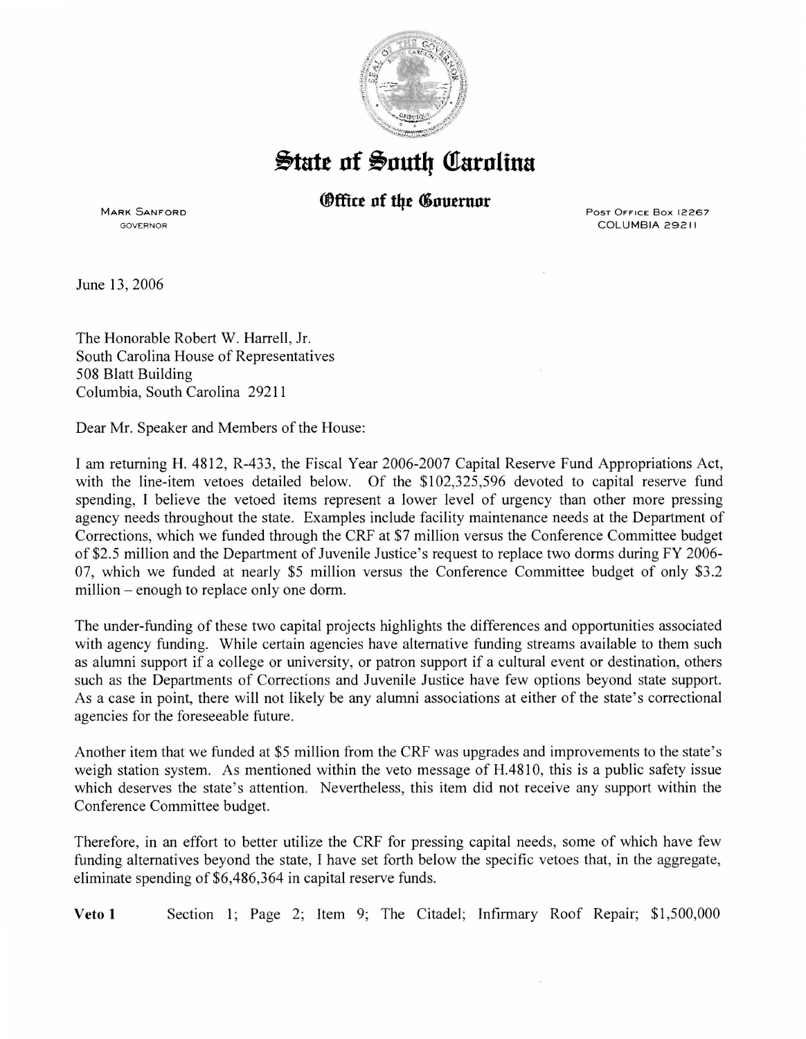# State of South Carolina

## Office of the Governor

MARK SANFORD
GOVERNOR

POST OFFICE BOX 12267
COLUMBIA 29211

June 13, 2006

The Honorable Robert W. Harrell, Jr.
South Carolina House of Representatives
508 Blatt Building
Columbia, South Carolina 29211

Dear Mr. Speaker and Members of the House:

I am returning H. 4812, R-433, the Fiscal Year 2006-2007 Capital Reserve Fund Appropriations Act, with the line-item vetoes detailed below. Of the $102,325,596 devoted to capital reserve fund spending, I believe the vetoed items represent a lower level of urgency than other more pressing agency needs throughout the state. Examples include facility maintenance needs at the Department of Corrections, which we funded through the CRF at $7 million versus the Conference Committee budget of $2.5 million and the Department of Juvenile Justice's request to replace two dorms during FY 2006-07, which we funded at nearly $5 million versus the Conference Committee budget of only $3.2 million – enough to replace only one dorm.

The under-funding of these two capital projects highlights the differences and opportunities associated with agency funding. While certain agencies have alternative funding streams available to them such as alumni support if a college or university, or patron support if a cultural event or destination, others such as the Departments of Corrections and Juvenile Justice have few options beyond state support. As a case in point, there will not likely be any alumni associations at either of the state's correctional agencies for the foreseeable future.

Another item that we funded at $5 million from the CRF was upgrades and improvements to the state's weigh station system. As mentioned within the veto message of H.4810, this is a public safety issue which deserves the state's attention. Nevertheless, this item did not receive any support within the Conference Committee budget.

Therefore, in an effort to better utilize the CRF for pressing capital needs, some of which have few funding alternatives beyond the state, I have set forth below the specific vetoes that, in the aggregate, eliminate spending of $6,486,364 in capital reserve funds.

**Veto 1** Section 1; Page 2; Item 9; The Citadel; Infirmary Roof Repair; $1,500,000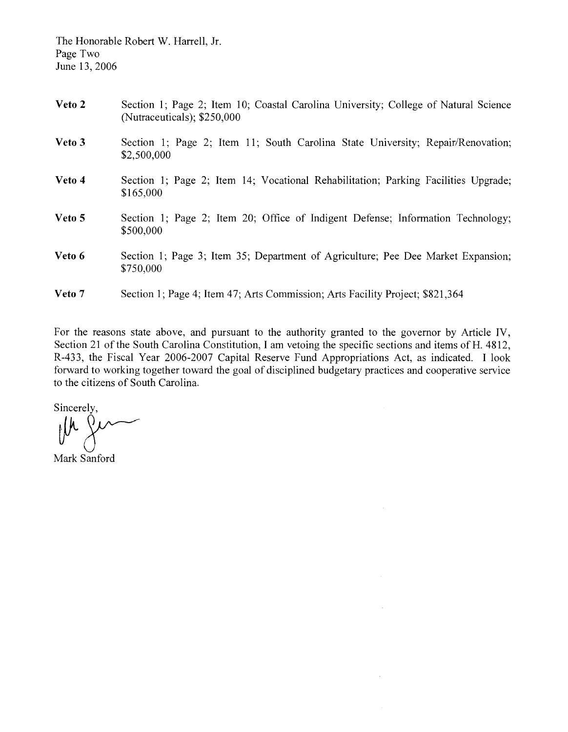**Veto 2** Section 1; Page 2; Item 10; Coastal Carolina University; College of Natural Science (Nutraceuticals); $250,000

**Veto 3** Section 1; Page 2; Item 11; South Carolina State University; Repair/Renovation; $2,500,000

**Veto 4** Section 1; Page 2; Item 14; Vocational Rehabilitation; Parking Facilities Upgrade; $165,000

**Veto 5** Section 1; Page 2; Item 20; Office of Indigent Defense; Information Technology; $500,000

**Veto 6** Section 1; Page 3; Item 35; Department of Agriculture; Pee Dee Market Expansion; $750,000

**Veto 7** Section 1; Page 4; Item 47; Arts Commission; Arts Facility Project; $821,364

For the reasons state above, and pursuant to the authority granted to the governor by Article IV, Section 21 of the South Carolina Constitution, I am vetoing the specific sections and items of H. 4812, R-433, the Fiscal Year 2006-2007 Capital Reserve Fund Appropriations Act, as indicated. I look forward to working together toward the goal of disciplined budgetary practices and cooperative service to the citizens of South Carolina.

Sincerely,

Mark Sanford